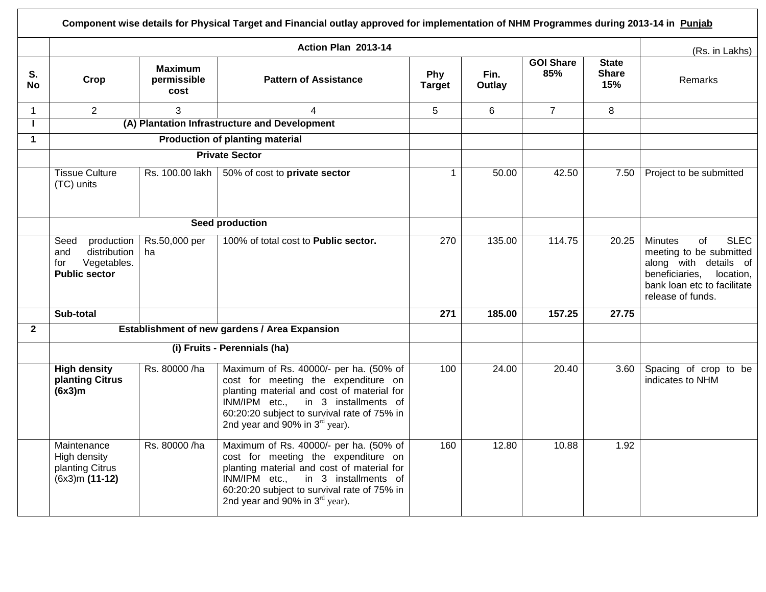**Component wise details for Physical Target and Financial outlay approved for implementation of NHM Programmes during 2013-14 in Punjab**

| | Action Plan 2013-14 | | | | | | | (Rs. in Lakhs) |
|---|---|---|---|---|---|---|---|---|
| **S. No** | **Crop** | **Maximum permissible cost** | **Pattern of Assistance** | **Phy Target** | **Fin. Outlay** | **GOI Share 85%** | **State Share 15%** | Remarks |
| 1 | 2 | 3 | 4 | 5 | 6 | 7 | 8 | |
| **I** | **(A) Plantation Infrastructure and Development** | | | | | | | |
| **1** | **Production of planting material** | | | | | | | |
| | **Private Sector** | | | | | | | |
| | Tissue Culture (TC) units | Rs. 100.00 lakh | 50% of cost to **private sector** | 1 | 50.00 | 42.50 | 7.50 | Project to be submitted |
| | **Seed production** | | | | | | | |
| | Seed production and distribution for Vegetables. **Public sector** | Rs.50,000 per ha | 100% of total cost to **Public sector.** | 270 | 135.00 | 114.75 | 20.25 | Minutes of SLEC meeting to be submitted along with details of beneficiaries, location, bank loan etc to facilitate release of funds. |
| | **Sub-total** | | | **271** | **185.00** | **157.25** | **27.75** | |
| **2** | **Establishment of new gardens / Area Expansion** | | | | | | | |
| | **(i) Fruits - Perennials (ha)** | | | | | | | |
| | **High density planting Citrus (6x3)m** | Rs. 80000 /ha | Maximum of Rs. 40000/- per ha. (50% of cost for meeting the expenditure on planting material and cost of material for INM/IPM etc., in 3 installments of 60:20:20 subject to survival rate of 75% in 2nd year and 90% in 3rd year). | 100 | 24.00 | 20.40 | 3.60 | Spacing of crop to be indicates to NHM |
| | Maintenance High density planting Citrus (6x3)m **(11-12)** | Rs. 80000 /ha | Maximum of Rs. 40000/- per ha. (50% of cost for meeting the expenditure on planting material and cost of material for INM/IPM etc., in 3 installments of 60:20:20 subject to survival rate of 75% in 2nd year and 90% in 3rd year). | 160 | 12.80 | 10.88 | 1.92 | |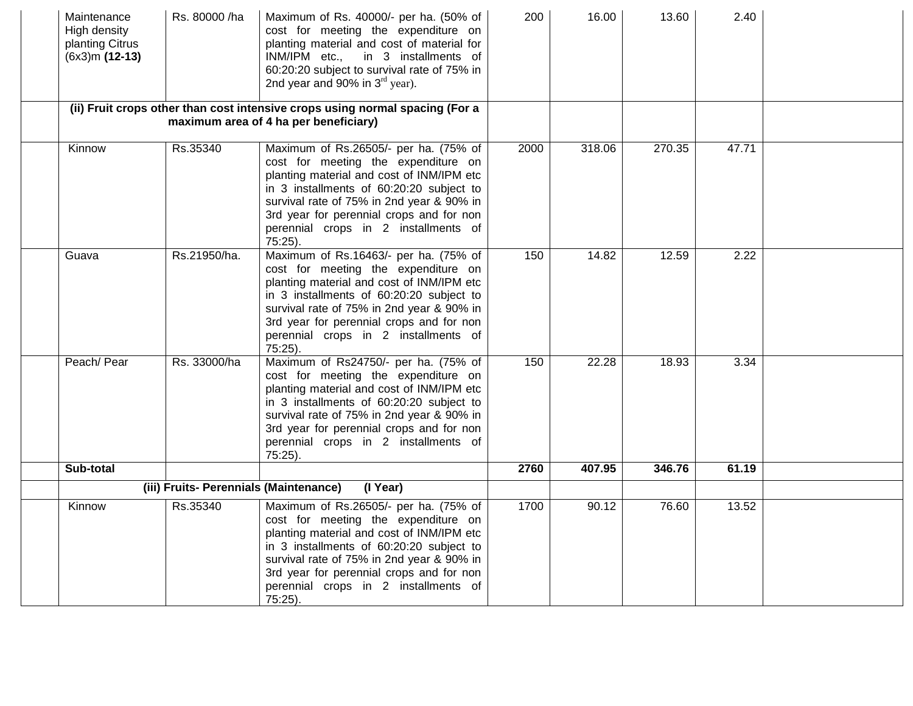| | | | | | | | | |
|---|---|---|---|---|---|---|---|---|
| | Maintenance High density planting Citrus (6x3)m **(12-13)** | Rs. 80000 /ha | Maximum of Rs. 40000/- per ha. (50% of cost for meeting the expenditure on planting material and cost of material for INM/IPM etc., in 3 installments of 60:20:20 subject to survival rate of 75% in 2nd year and 90% in 3rd year). | 200 | 16.00 | 13.60 | 2.40 | |
| | **(ii) Fruit crops other than cost intensive crops using normal spacing (For a maximum area of 4 ha per beneficiary)** | | | | | | | |
| | Kinnow | Rs.35340 | Maximum of Rs.26505/- per ha. (75% of cost for meeting the expenditure on planting material and cost of INM/IPM etc in 3 installments of 60:20:20 subject to survival rate of 75% in 2nd year & 90% in 3rd year for perennial crops and for non perennial crops in 2 installments of 75:25). | 2000 | 318.06 | 270.35 | 47.71 | |
| | Guava | Rs.21950/ha. | Maximum of Rs.16463/- per ha. (75% of cost for meeting the expenditure on planting material and cost of INM/IPM etc in 3 installments of 60:20:20 subject to survival rate of 75% in 2nd year & 90% in 3rd year for perennial crops and for non perennial crops in 2 installments of 75:25). | 150 | 14.82 | 12.59 | 2.22 | |
| | Peach/ Pear | Rs. 33000/ha | Maximum of Rs24750/- per ha. (75% of cost for meeting the expenditure on planting material and cost of INM/IPM etc in 3 installments of 60:20:20 subject to survival rate of 75% in 2nd year & 90% in 3rd year for perennial crops and for non perennial crops in 2 installments of 75:25). | 150 | 22.28 | 18.93 | 3.34 | |
| | **Sub-total** | | | **2760** | **407.95** | **346.76** | **61.19** | |
| | **(iii) Fruits- Perennials (Maintenance) (I Year)** | | | | | | | |
| | Kinnow | Rs.35340 | Maximum of Rs.26505/- per ha. (75% of cost for meeting the expenditure on planting material and cost of INM/IPM etc in 3 installments of 60:20:20 subject to survival rate of 75% in 2nd year & 90% in 3rd year for perennial crops and for non perennial crops in 2 installments of 75:25). | 1700 | 90.12 | 76.60 | 13.52 | |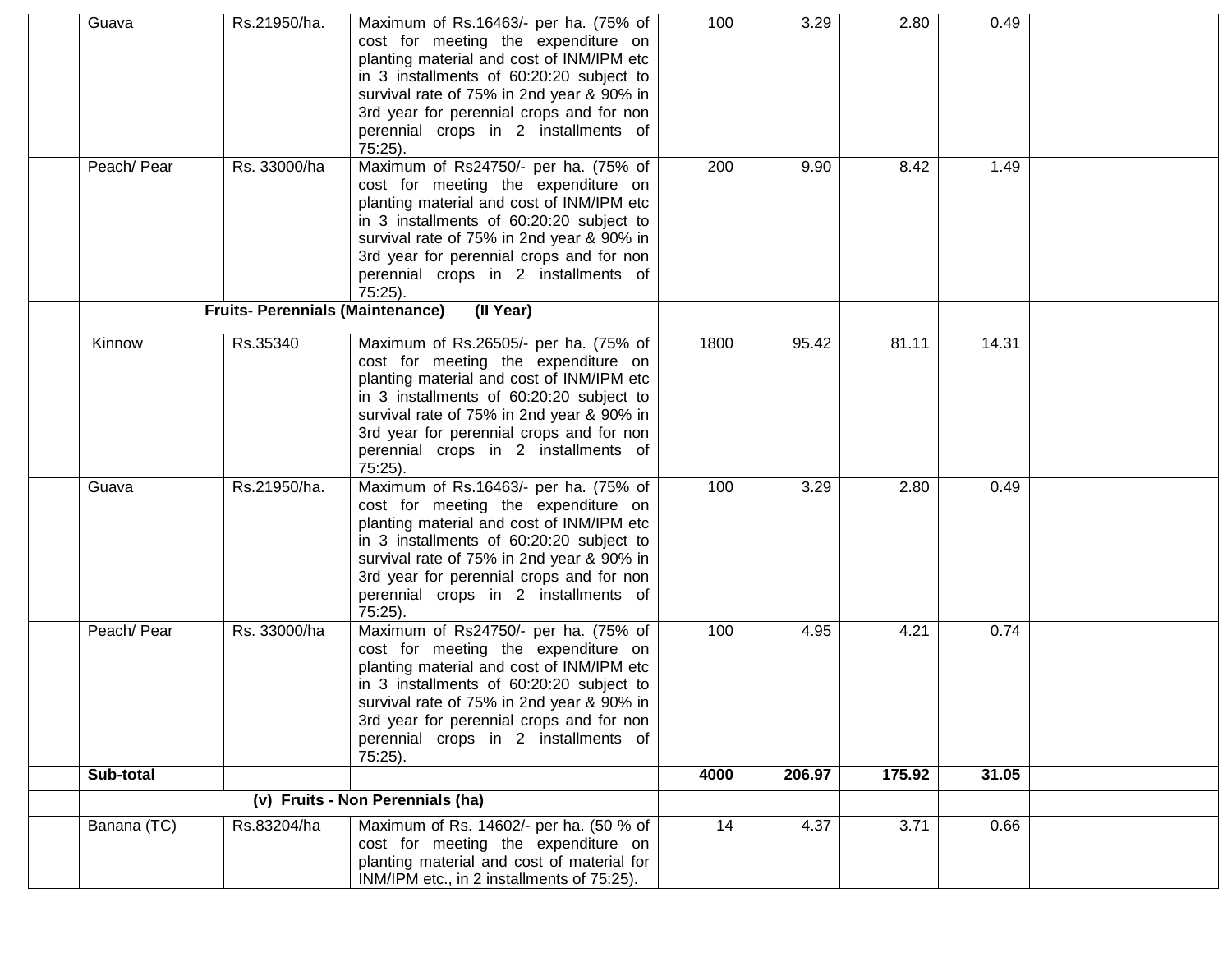| | | | | | | | | |
|---|---|---|---|---|---|---|---|---|
| | Guava | Rs.21950/ha. | Maximum of Rs.16463/- per ha. (75% of cost for meeting the expenditure on planting material and cost of INM/IPM etc in 3 installments of 60:20:20 subject to survival rate of 75% in 2nd year & 90% in 3rd year for perennial crops and for non perennial crops in 2 installments of 75:25). | 100 | 3.29 | 2.80 | 0.49 | |
| | Peach/ Pear | Rs. 33000/ha | Maximum of Rs24750/- per ha. (75% of cost for meeting the expenditure on planting material and cost of INM/IPM etc in 3 installments of 60:20:20 subject to survival rate of 75% in 2nd year & 90% in 3rd year for perennial crops and for non perennial crops in 2 installments of 75:25). | 200 | 9.90 | 8.42 | 1.49 | |
| | **Fruits- Perennials (Maintenance) (II Year)** | | | | | | | |
| | Kinnow | Rs.35340 | Maximum of Rs.26505/- per ha. (75% of cost for meeting the expenditure on planting material and cost of INM/IPM etc in 3 installments of 60:20:20 subject to survival rate of 75% in 2nd year & 90% in 3rd year for perennial crops and for non perennial crops in 2 installments of 75:25). | 1800 | 95.42 | 81.11 | 14.31 | |
| | Guava | Rs.21950/ha. | Maximum of Rs.16463/- per ha. (75% of cost for meeting the expenditure on planting material and cost of INM/IPM etc in 3 installments of 60:20:20 subject to survival rate of 75% in 2nd year & 90% in 3rd year for perennial crops and for non perennial crops in 2 installments of 75:25). | 100 | 3.29 | 2.80 | 0.49 | |
| | Peach/ Pear | Rs. 33000/ha | Maximum of Rs24750/- per ha. (75% of cost for meeting the expenditure on planting material and cost of INM/IPM etc in 3 installments of 60:20:20 subject to survival rate of 75% in 2nd year & 90% in 3rd year for perennial crops and for non perennial crops in 2 installments of 75:25). | 100 | 4.95 | 4.21 | 0.74 | |
| | **Sub-total** | | | **4000** | **206.97** | **175.92** | **31.05** | |
| | **(v) Fruits - Non Perennials (ha)** | | | | | | | |
| | Banana (TC) | Rs.83204/ha | Maximum of Rs. 14602/- per ha. (50 % of cost for meeting the expenditure on planting material and cost of material for INM/IPM etc., in 2 installments of 75:25). | 14 | 4.37 | 3.71 | 0.66 | |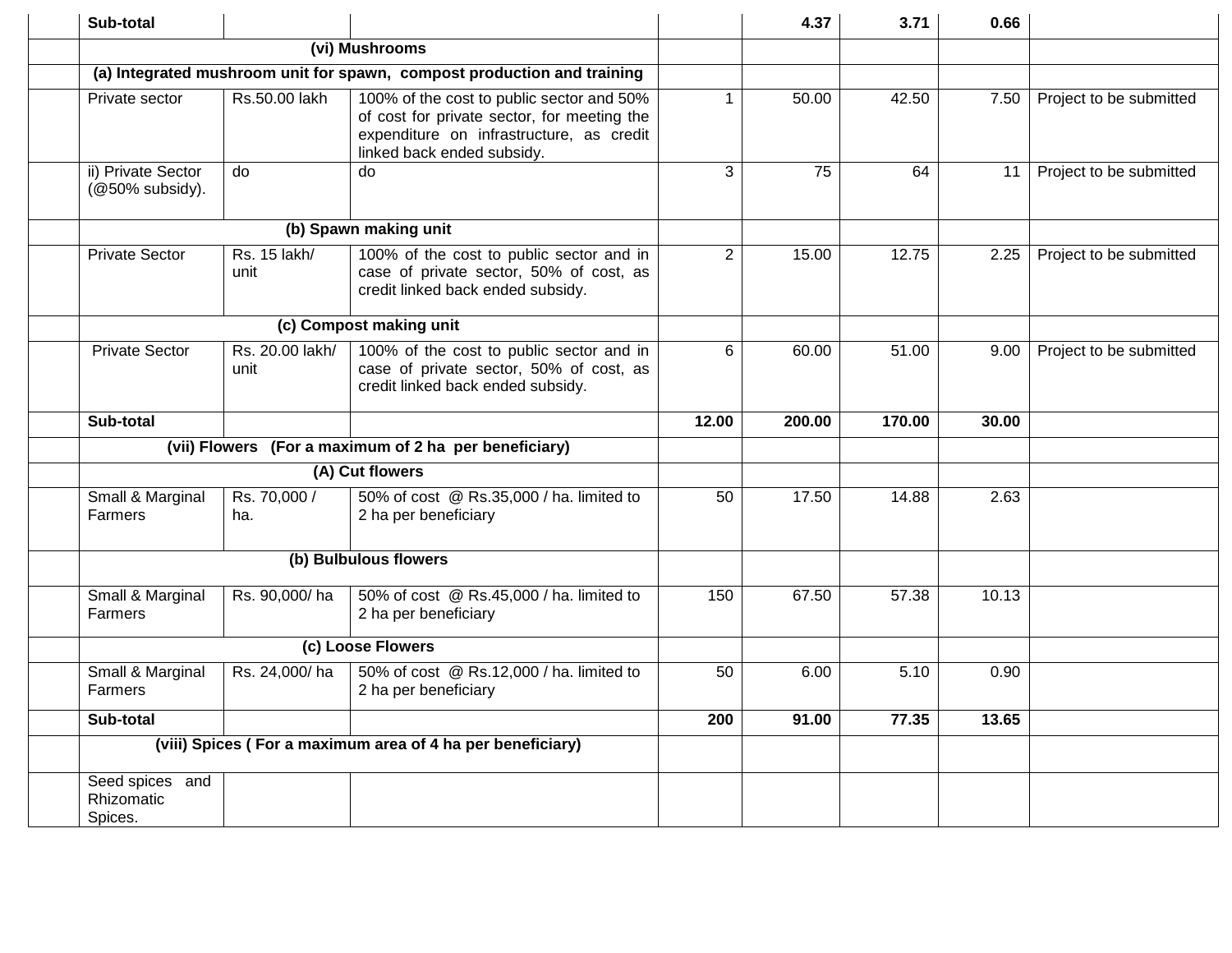| | | | | | | | | |
|---|---|---|---|---|---|---|---|---|
| | **Sub-total** | | | | **4.37** | **3.71** | **0.66** | |
| | **(vi) Mushrooms** | | | | | | | |
| | **(a) Integrated mushroom unit for spawn, compost production and training** | | | | | | | |
| | Private sector | Rs.50.00 lakh | 100% of the cost to public sector and 50% of cost for private sector, for meeting the expenditure on infrastructure, as credit linked back ended subsidy. | 1 | 50.00 | 42.50 | 7.50 | Project to be submitted |
| | ii) Private Sector (@50% subsidy). | do | do | 3 | 75 | 64 | 11 | Project to be submitted |
| | **(b) Spawn making unit** | | | | | | | |
| | Private Sector | Rs. 15 lakh/ unit | 100% of the cost to public sector and in case of private sector, 50% of cost, as credit linked back ended subsidy. | 2 | 15.00 | 12.75 | 2.25 | Project to be submitted |
| | **(c) Compost making unit** | | | | | | | |
| | Private Sector | Rs. 20.00 lakh/ unit | 100% of the cost to public sector and in case of private sector, 50% of cost, as credit linked back ended subsidy. | 6 | 60.00 | 51.00 | 9.00 | Project to be submitted |
| | **Sub-total** | | | **12.00** | **200.00** | **170.00** | **30.00** | |
| | **(vii) Flowers (For a maximum of 2 ha per beneficiary)** | | | | | | | |
| | **(A) Cut flowers** | | | | | | | |
| | Small & Marginal Farmers | Rs. 70,000 / ha. | 50% of cost @ Rs.35,000 / ha. limited to 2 ha per beneficiary | 50 | 17.50 | 14.88 | 2.63 | |
| | **(b) Bulbulous flowers** | | | | | | | |
| | Small & Marginal Farmers | Rs. 90,000/ ha | 50% of cost @ Rs.45,000 / ha. limited to 2 ha per beneficiary | 150 | 67.50 | 57.38 | 10.13 | |
| | **(c) Loose Flowers** | | | | | | | |
| | Small & Marginal Farmers | Rs. 24,000/ ha | 50% of cost @ Rs.12,000 / ha. limited to 2 ha per beneficiary | 50 | 6.00 | 5.10 | 0.90 | |
| | **Sub-total** | | | **200** | **91.00** | **77.35** | **13.65** | |
| | **(viii) Spices ( For a maximum area of 4 ha per beneficiary)** | | | | | | | |
| | Seed spices and Rhizomatic Spices. | | | | | | | |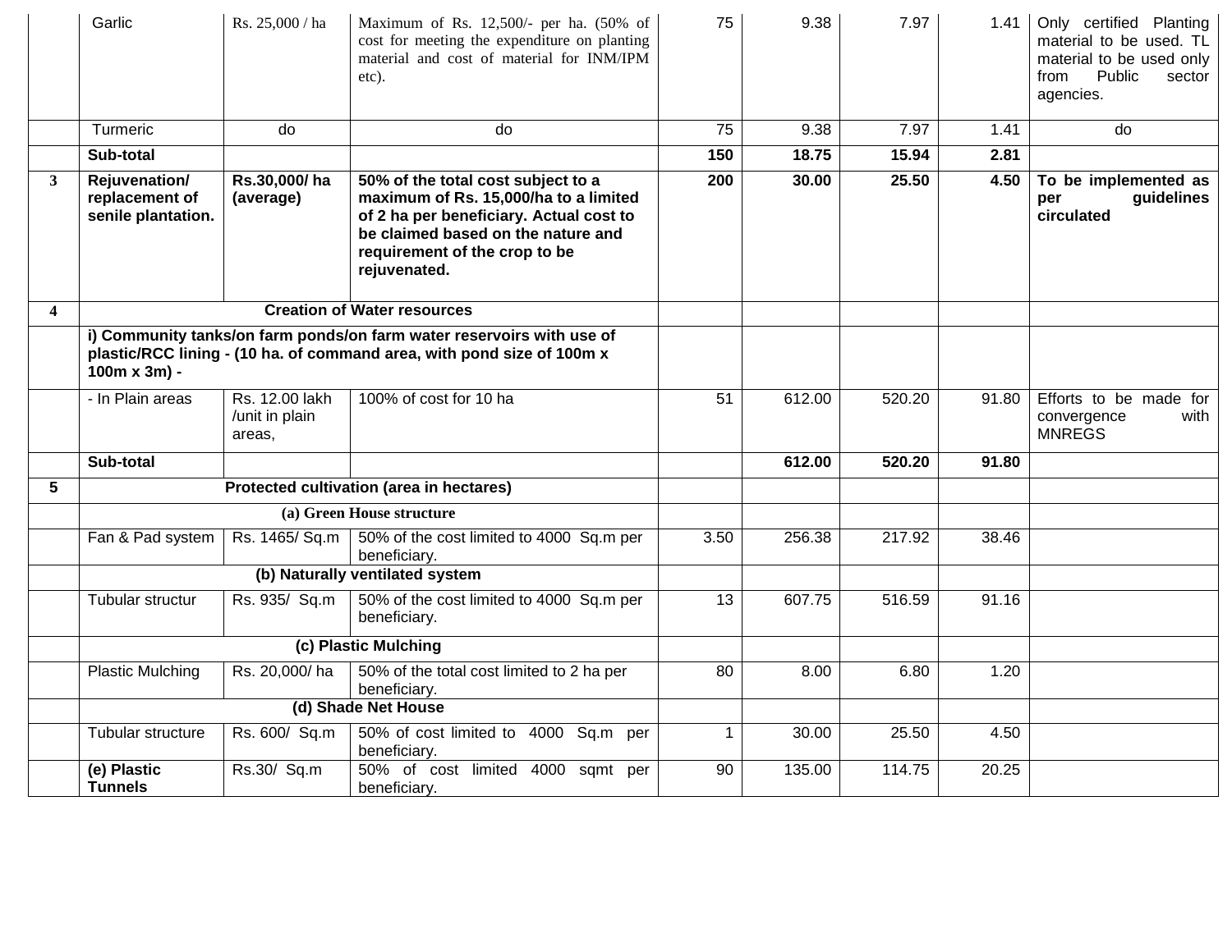| | Garlic | Rs. 25,000 / ha | Maximum of Rs. 12,500/- per ha. (50% of cost for meeting the expenditure on planting material and cost of material for INM/IPM etc). | 75 | 9.38 | 7.97 | 1.41 | Only certified Planting material to be used. TL material to be used only from Public sector agencies. |
|---|---|---|---|---|---|---|---|---|
| | Turmeric | do | do | 75 | 9.38 | 7.97 | 1.41 | do |
| | **Sub-total** | | | **150** | **18.75** | **15.94** | **2.81** | |
| **3** | **Rejuvenation/ replacement of senile plantation.** | **Rs.30,000/ ha (average)** | **50% of the total cost subject to a maximum of Rs. 15,000/ha to a limited of 2 ha per beneficiary. Actual cost to be claimed based on the nature and requirement of the crop to be rejuvenated.** | **200** | **30.00** | **25.50** | **4.50** | **To be implemented as per guidelines circulated** |
| **4** | **Creation of Water resources** | | | | | | | |
| | **i) Community tanks/on farm ponds/on farm water reservoirs with use of plastic/RCC lining - (10 ha. of command area, with pond size of 100m x 100m x 3m) -** | | | | | | | |
| | - In Plain areas | Rs. 12.00 lakh /unit in plain areas, | 100% of cost for 10 ha | 51 | 612.00 | 520.20 | 91.80 | Efforts to be made for convergence with MNREGS |
| | **Sub-total** | | | | **612.00** | **520.20** | **91.80** | |
| **5** | **Protected cultivation (area in hectares)** | | | | | | | |
| | **(a) Green House structure** | | | | | | | |
| | Fan & Pad system | Rs. 1465/ Sq.m | 50% of the cost limited to 4000 Sq.m per beneficiary. | 3.50 | 256.38 | 217.92 | 38.46 | |
| | **(b) Naturally ventilated system** | | | | | | | |
| | Tubular structur | Rs. 935/ Sq.m | 50% of the cost limited to 4000 Sq.m per beneficiary. | 13 | 607.75 | 516.59 | 91.16 | |
| | **(c) Plastic Mulching** | | | | | | | |
| | Plastic Mulching | Rs. 20,000/ ha | 50% of the total cost limited to 2 ha per beneficiary. | 80 | 8.00 | 6.80 | 1.20 | |
| | **(d) Shade Net House** | | | | | | | |
| | Tubular structure | Rs. 600/ Sq.m | 50% of cost limited to 4000 Sq.m per beneficiary. | 1 | 30.00 | 25.50 | 4.50 | |
| | **(e) Plastic Tunnels** | Rs.30/ Sq.m | 50% of cost limited 4000 sqmt per beneficiary. | 90 | 135.00 | 114.75 | 20.25 | |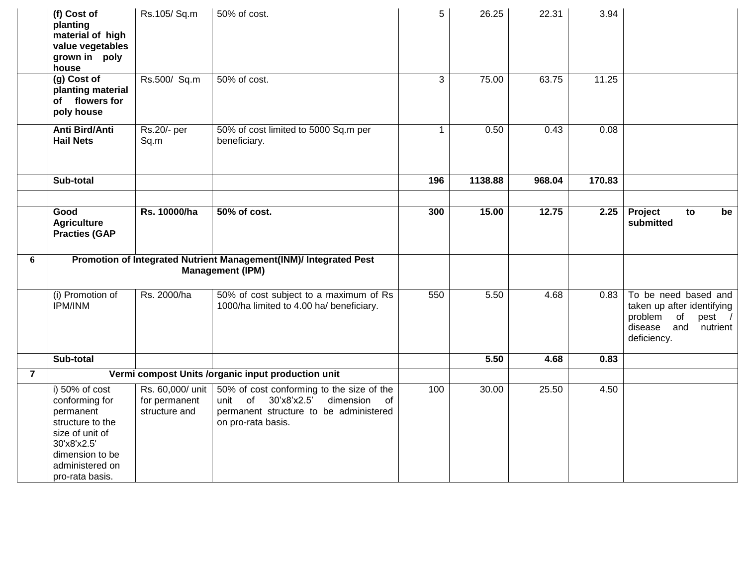|  |  |  |  |  |  |  |  |  |
|---|---|---|---|---|---|---|---|---|
|  | **(f) Cost of planting material of high value vegetables grown in poly house** | Rs.105/ Sq.m | 50% of cost. | 5 | 26.25 | 22.31 | 3.94 |  |
|  | **(g) Cost of planting material of flowers for poly house** | Rs.500/ Sq.m | 50% of cost. | 3 | 75.00 | 63.75 | 11.25 |  |
|  | **Anti Bird/Anti Hail Nets** | Rs.20/- per Sq.m | 50% of cost limited to 5000 Sq.m per beneficiary. | 1 | 0.50 | 0.43 | 0.08 |  |
|  | **Sub-total** |  |  | **196** | **1138.88** | **968.04** | **170.83** |  |
|  |  |  |  |  |  |  |  |  |
|  | **Good Agriculture Practies (GAP** | **Rs. 10000/ha** | **50% of cost.** | **300** | **15.00** | **12.75** | **2.25** | **Project to be submitted** |
| **6** | **Promotion of Integrated Nutrient Management(INM)/ Integrated Pest Management (IPM)** |  |  |  |  |  |  |  |
|  | (i) Promotion of IPM/INM | Rs. 2000/ha | 50% of cost subject to a maximum of Rs 1000/ha limited to 4.00 ha/ beneficiary. | 550 | 5.50 | 4.68 | 0.83 | To be need based and taken up after identifying problem of pest / disease and nutrient deficiency. |
|  | **Sub-total** |  |  |  | **5.50** | **4.68** | **0.83** |  |
| **7** | **Vermi compost Units /organic input production unit** |  |  |  |  |  |  |  |
|  | i) 50% of cost conforming for permanent structure to the size of unit of 30'x8'x2.5' dimension to be administered on pro-rata basis. | Rs. 60,000/ unit for permanent structure and | 50% of cost conforming to the size of the unit of 30'x8'x2.5' dimension of permanent structure to be administered on pro-rata basis. | 100 | 30.00 | 25.50 | 4.50 |  |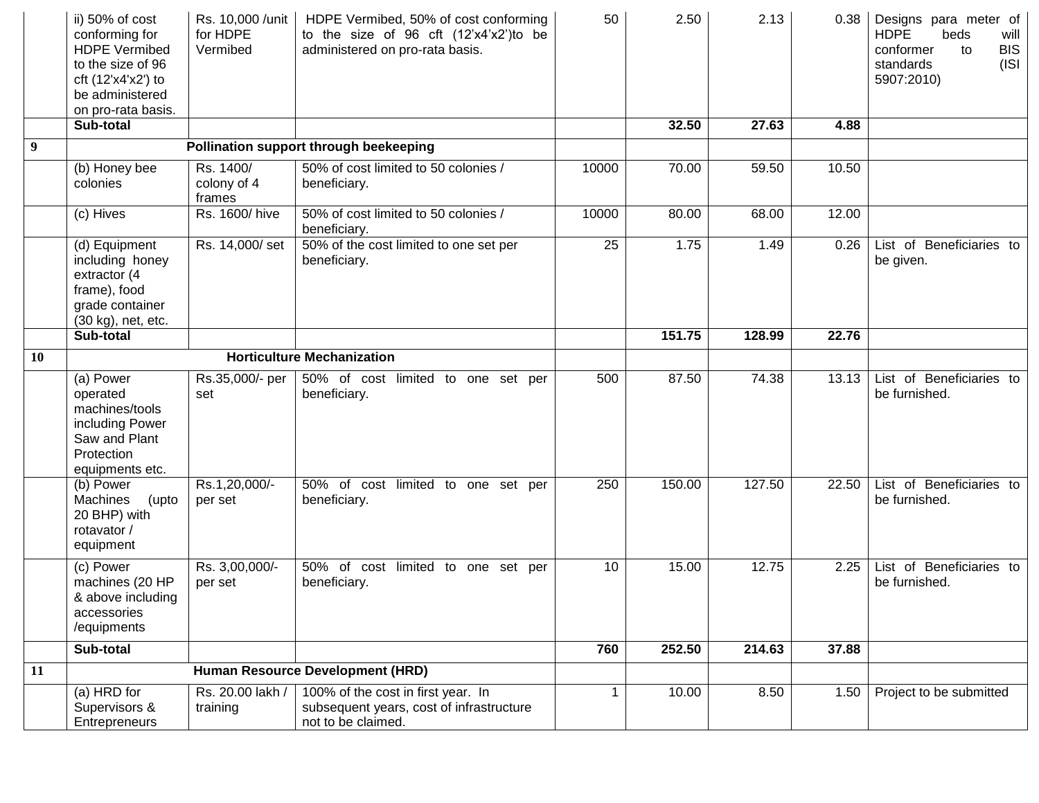| | | | | | | | | |
|---|---|---|---|---|---|---|---|---|
| | ii) 50% of cost conforming for HDPE Vermibed to the size of 96 cft (12'x4'x2') to be administered on pro-rata basis. | Rs. 10,000 /unit for HDPE Vermibed | HDPE Vermibed, 50% of cost conforming to the size of 96 cft (12'x4'x2')to be administered on pro-rata basis. | 50 | 2.50 | 2.13 | 0.38 | Designs para meter of HDPE beds will conformer to BIS standards (ISI 5907:2010) |
| | **Sub-total** | | | | **32.50** | **27.63** | **4.88** | |
| **9** | **Pollination support through beekeeping** | | | | | | | |
| | (b) Honey bee colonies | Rs. 1400/ colony of 4 frames | 50% of cost limited to 50 colonies / beneficiary. | 10000 | 70.00 | 59.50 | 10.50 | |
| | (c) Hives | Rs. 1600/ hive | 50% of cost limited to 50 colonies / beneficiary. | 10000 | 80.00 | 68.00 | 12.00 | |
| | (d) Equipment including honey extractor (4 frame), food grade container (30 kg), net, etc. | Rs. 14,000/ set | 50% of the cost limited to one set per beneficiary. | 25 | 1.75 | 1.49 | 0.26 | List of Beneficiaries to be given. |
| | **Sub-total** | | | | **151.75** | **128.99** | **22.76** | |
| **10** | **Horticulture Mechanization** | | | | | | | |
| | (a) Power operated machines/tools including Power Saw and Plant Protection equipments etc. | Rs.35,000/- per set | 50% of cost limited to one set per beneficiary. | 500 | 87.50 | 74.38 | 13.13 | List of Beneficiaries to be furnished. |
| | (b) Power Machines (upto 20 BHP) with rotavator / equipment | Rs.1,20,000/- per set | 50% of cost limited to one set per beneficiary. | 250 | 150.00 | 127.50 | 22.50 | List of Beneficiaries to be furnished. |
| | (c) Power machines (20 HP & above including accessories /equipments | Rs. 3,00,000/- per set | 50% of cost limited to one set per beneficiary. | 10 | 15.00 | 12.75 | 2.25 | List of Beneficiaries to be furnished. |
| | **Sub-total** | | | **760** | **252.50** | **214.63** | **37.88** | |
| **11** | **Human Resource Development (HRD)** | | | | | | | |
| | (a) HRD for Supervisors & Entrepreneurs | Rs. 20.00 lakh / training | 100% of the cost in first year. In subsequent years, cost of infrastructure not to be claimed. | 1 | 10.00 | 8.50 | 1.50 | Project to be submitted |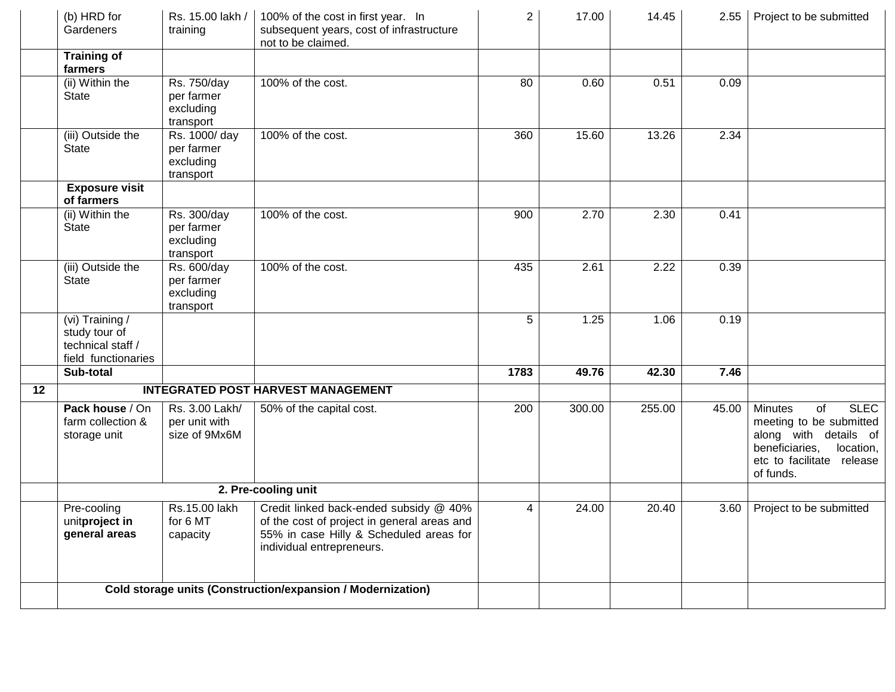|  | (b) HRD for Gardeners | Rs. 15.00 lakh / training | 100% of the cost in first year. In subsequent years, cost of infrastructure not to be claimed. | 2 | 17.00 | 14.45 | 2.55 | Project to be submitted |
|---|---|---|---|---|---|---|---|---|
|  | **Training of farmers** |  |  |  |  |  |  |  |
|  | (ii) Within the State | Rs. 750/day per farmer excluding transport | 100% of the cost. | 80 | 0.60 | 0.51 | 0.09 |  |
|  | (iii) Outside the State | Rs. 1000/ day per farmer excluding transport | 100% of the cost. | 360 | 15.60 | 13.26 | 2.34 |  |
|  | **Exposure visit of farmers** |  |  |  |  |  |  |  |
|  | (ii) Within the State | Rs. 300/day per farmer excluding transport | 100% of the cost. | 900 | 2.70 | 2.30 | 0.41 |  |
|  | (iii) Outside the State | Rs. 600/day per farmer excluding transport | 100% of the cost. | 435 | 2.61 | 2.22 | 0.39 |  |
|  | (vi) Training / study tour of technical staff / field functionaries |  |  | 5 | 1.25 | 1.06 | 0.19 |  |
|  | **Sub-total** |  |  | **1783** | **49.76** | **42.30** | **7.46** |  |
| **12** | **INTEGRATED POST HARVEST MANAGEMENT** |  |  |  |  |  |  |  |
|  | **Pack house** / On farm collection & storage unit | Rs. 3.00 Lakh/ per unit with size of 9Mx6M | 50% of the capital cost. | 200 | 300.00 | 255.00 | 45.00 | Minutes of SLEC meeting to be submitted along with details of beneficiaries, location, etc to facilitate release of funds. |
|  | **2. Pre-cooling unit** |  |  |  |  |  |  |  |
|  | Pre-cooling unit**project in general areas** | Rs.15.00 lakh for 6 MT capacity | Credit linked back-ended subsidy @ 40% of the cost of project in general areas and 55% in case Hilly & Scheduled areas for individual entrepreneurs. | 4 | 24.00 | 20.40 | 3.60 | Project to be submitted |
|  | **Cold storage units (Construction/expansion / Modernization)** |  |  |  |  |  |  |  |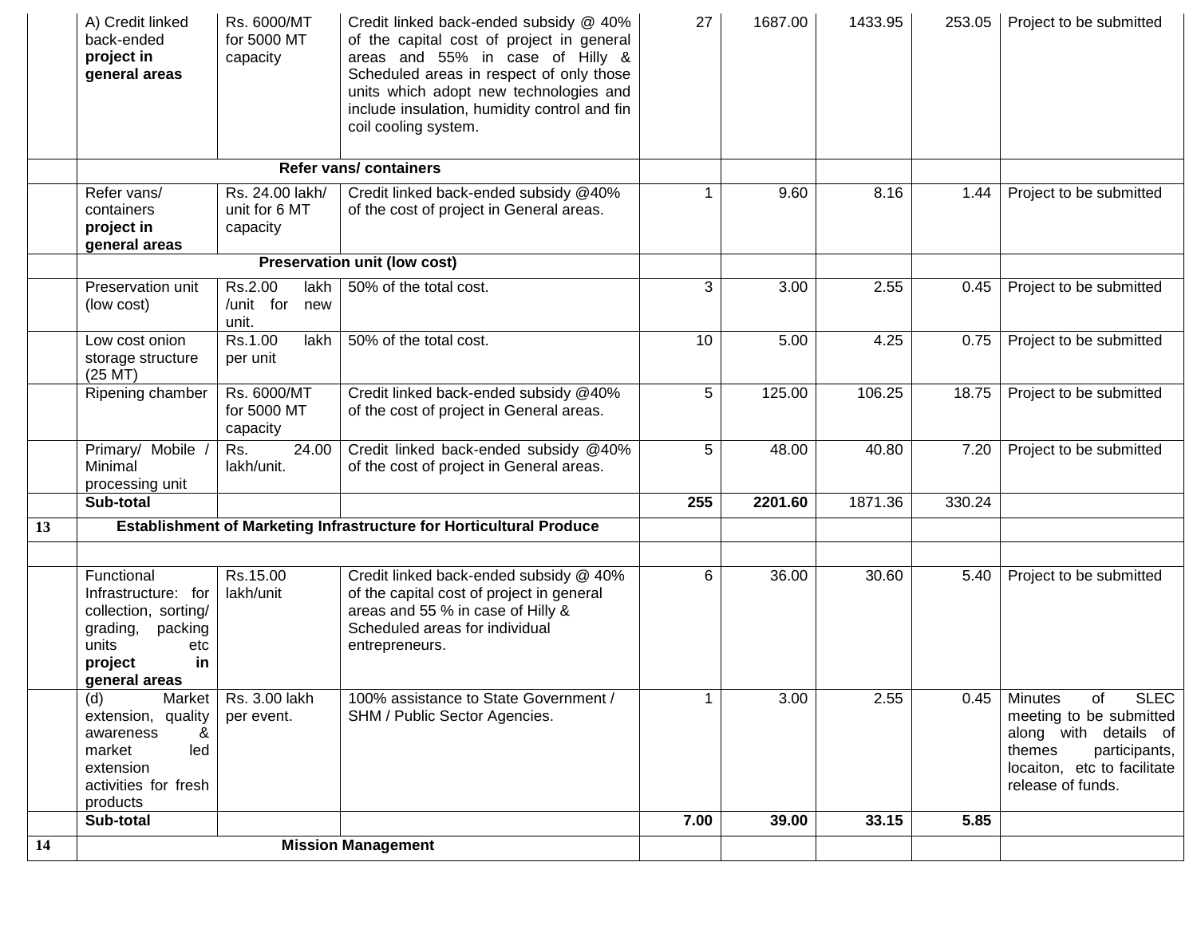| | | | | | | | | |
|---|---|---|---|---|---|---|---|---|
| | A) Credit linked back-ended **project in general areas** | Rs. 6000/MT for 5000 MT capacity | Credit linked back-ended subsidy @ 40% of the capital cost of project in general areas and 55% in case of Hilly & Scheduled areas in respect of only those units which adopt new technologies and include insulation, humidity control and fin coil cooling system. | 27 | 1687.00 | 1433.95 | 253.05 | Project to be submitted |
| | **Refer vans/ containers** | | | | | | | |
| | Refer vans/ containers **project in general areas** | Rs. 24.00 lakh/ unit for 6 MT capacity | Credit linked back-ended subsidy @40% of the cost of project in General areas. | 1 | 9.60 | 8.16 | 1.44 | Project to be submitted |
| | **Preservation unit (low cost)** | | | | | | | |
| | Preservation unit (low cost) | Rs.2.00 lakh /unit for new unit. | 50% of the total cost. | 3 | 3.00 | 2.55 | 0.45 | Project to be submitted |
| | Low cost onion storage structure (25 MT) | Rs.1.00 lakh per unit | 50% of the total cost. | 10 | 5.00 | 4.25 | 0.75 | Project to be submitted |
| | Ripening chamber | Rs. 6000/MT for 5000 MT capacity | Credit linked back-ended subsidy @40% of the cost of project in General areas. | 5 | 125.00 | 106.25 | 18.75 | Project to be submitted |
| | Primary/ Mobile / Minimal processing unit | Rs. 24.00 lakh/unit. | Credit linked back-ended subsidy @40% of the cost of project in General areas. | 5 | 48.00 | 40.80 | 7.20 | Project to be submitted |
| | **Sub-total** | | | **255** | **2201.60** | 1871.36 | 330.24 | |
| **13** | **Establishment of Marketing Infrastructure for Horticultural Produce** | | | | | | | |
| | | | | | | | | |
| | Functional Infrastructure: for collection, sorting/ grading, packing units etc **project in general areas** | Rs.15.00 lakh/unit | Credit linked back-ended subsidy @ 40% of the capital cost of project in general areas and 55 % in case of Hilly & Scheduled areas for individual entrepreneurs. | 6 | 36.00 | 30.60 | 5.40 | Project to be submitted |
| | (d) Market extension, quality awareness & market led extension activities for fresh products | Rs. 3.00 lakh per event. | 100% assistance to State Government / SHM / Public Sector Agencies. | 1 | 3.00 | 2.55 | 0.45 | Minutes of SLEC meeting to be submitted along with details of themes participants, locaiton, etc to facilitate release of funds. |
| | **Sub-total** | | | **7.00** | **39.00** | **33.15** | **5.85** | |
| **14** | **Mission Management** | | | | | | | |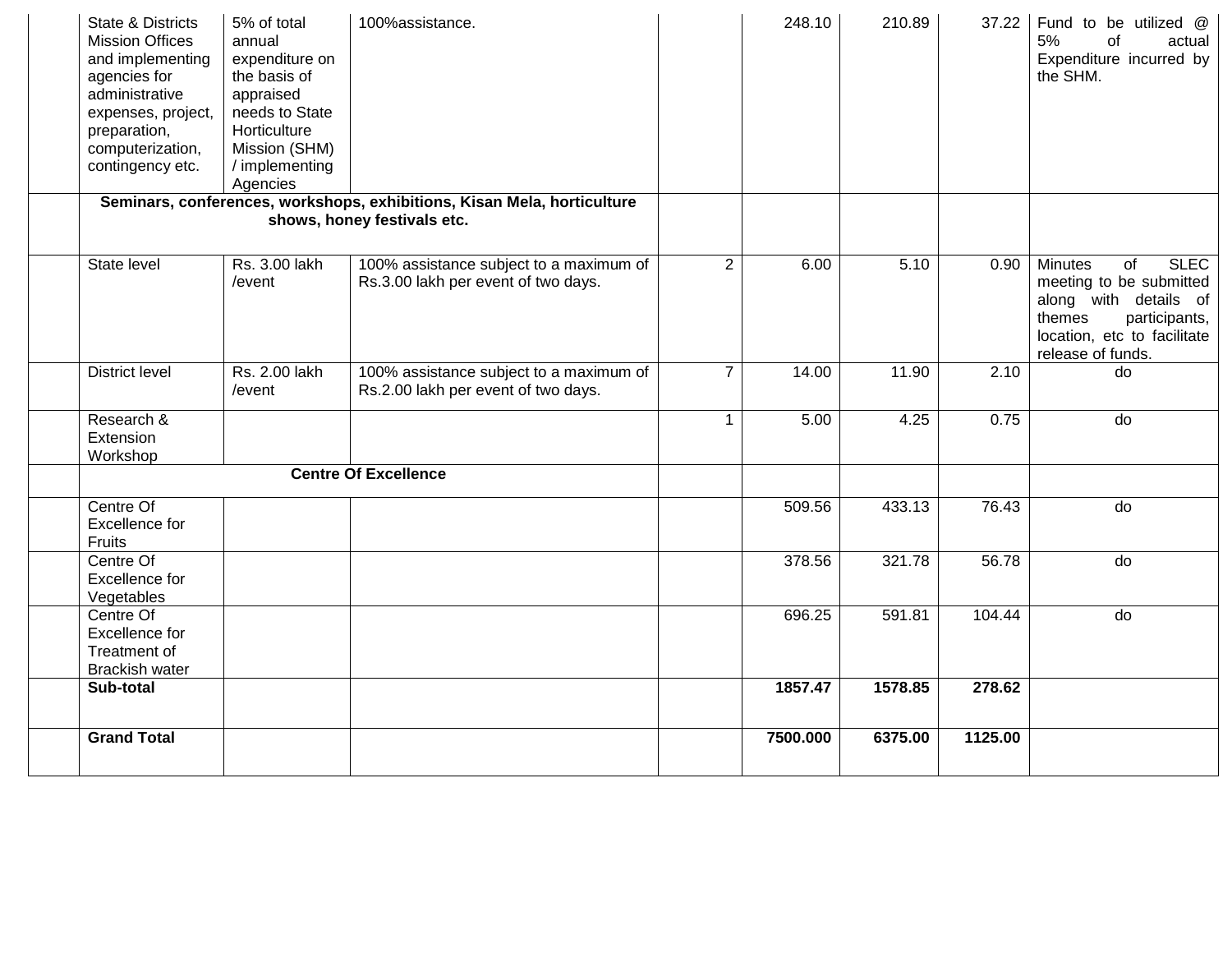| | | | | | | | | |
|---|---|---|---|---|---|---|---|---|
| | State & Districts Mission Offices and implementing agencies for administrative expenses, project, preparation, computerization, contingency etc. | 5% of total annual expenditure on the basis of appraised needs to State Horticulture Mission (SHM) / implementing Agencies | 100%assistance. | | 248.10 | 210.89 | 37.22 | Fund to be utilized @ 5% of actual Expenditure incurred by the SHM. |
| | **Seminars, conferences, workshops, exhibitions, Kisan Mela, horticulture shows, honey festivals etc.** | | | | | | | |
| | State level | Rs. 3.00 lakh /event | 100% assistance subject to a maximum of Rs.3.00 lakh per event of two days. | 2 | 6.00 | 5.10 | 0.90 | Minutes of SLEC meeting to be submitted along with details of themes participants, location, etc to facilitate release of funds. |
| | District level | Rs. 2.00 lakh /event | 100% assistance subject to a maximum of Rs.2.00 lakh per event of two days. | 7 | 14.00 | 11.90 | 2.10 | do |
| | Research & Extension Workshop | | | 1 | 5.00 | 4.25 | 0.75 | do |
| | **Centre Of Excellence** | | | | | | | |
| | Centre Of Excellence for Fruits | | | | 509.56 | 433.13 | 76.43 | do |
| | Centre Of Excellence for Vegetables | | | | 378.56 | 321.78 | 56.78 | do |
| | Centre Of Excellence for Treatment of Brackish water | | | | 696.25 | 591.81 | 104.44 | do |
| | **Sub-total** | | | | **1857.47** | **1578.85** | **278.62** | |
| | **Grand Total** | | | | **7500.000** | **6375.00** | **1125.00** | |